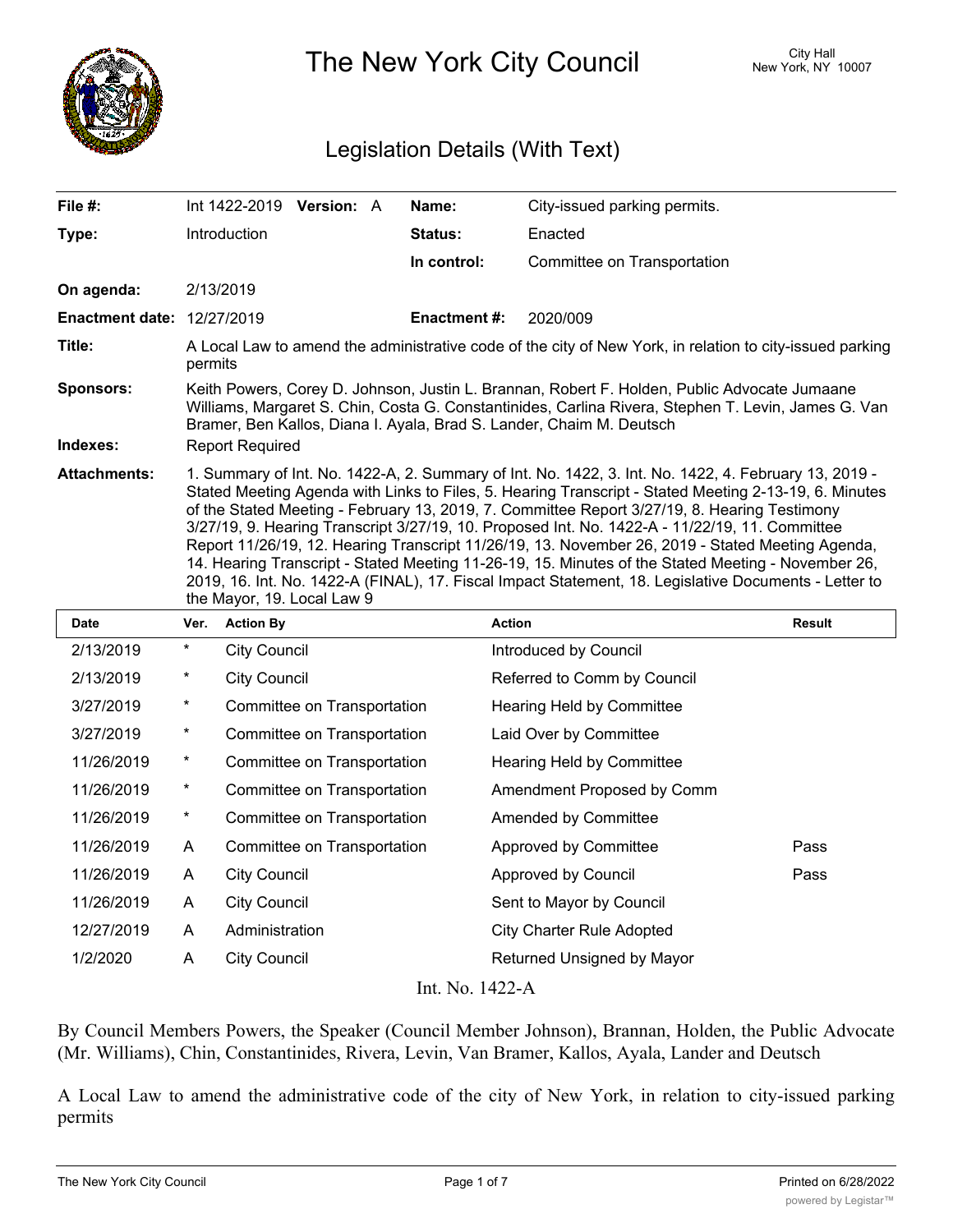# The New York City Council

City Hall
New York, NY 10007

## Legislation Details (With Text)

| | | | |
|---|---|---|---|
| **File #:** | Int 1422-2019 **Version:** A | **Name:** | City-issued parking permits. |
| **Type:** | Introduction | **Status:** | Enacted |
| | | **In control:** | Committee on Transportation |
| **On agenda:** | 2/13/2019 | | |
| **Enactment date:** | 12/27/2019 | **Enactment #:** | 2020/009 |

**Title:** A Local Law to amend the administrative code of the city of New York, in relation to city-issued parking permits

**Sponsors:** Keith Powers, Corey D. Johnson, Justin L. Brannan, Robert F. Holden, Public Advocate Jumaane Williams, Margaret S. Chin, Costa G. Constantinides, Carlina Rivera, Stephen T. Levin, James G. Van Bramer, Ben Kallos, Diana I. Ayala, Brad S. Lander, Chaim M. Deutsch

**Indexes:** Report Required

**Attachments:** 1. Summary of Int. No. 1422-A, 2. Summary of Int. No. 1422, 3. Int. No. 1422, 4. February 13, 2019 - Stated Meeting Agenda with Links to Files, 5. Hearing Transcript - Stated Meeting 2-13-19, 6. Minutes of the Stated Meeting - February 13, 2019, 7. Committee Report 3/27/19, 8. Hearing Testimony 3/27/19, 9. Hearing Transcript 3/27/19, 10. Proposed Int. No. 1422-A - 11/22/19, 11. Committee Report 11/26/19, 12. Hearing Transcript 11/26/19, 13. November 26, 2019 - Stated Meeting Agenda, 14. Hearing Transcript - Stated Meeting 11-26-19, 15. Minutes of the Stated Meeting - November 26, 2019, 16. Int. No. 1422-A (FINAL), 17. Fiscal Impact Statement, 18. Legislative Documents - Letter to the Mayor, 19. Local Law 9

| Date | Ver. | Action By | Action | Result |
|---|---|---|---|---|
| 2/13/2019 | * | City Council | Introduced by Council | |
| 2/13/2019 | * | City Council | Referred to Comm by Council | |
| 3/27/2019 | * | Committee on Transportation | Hearing Held by Committee | |
| 3/27/2019 | * | Committee on Transportation | Laid Over by Committee | |
| 11/26/2019 | * | Committee on Transportation | Hearing Held by Committee | |
| 11/26/2019 | * | Committee on Transportation | Amendment Proposed by Comm | |
| 11/26/2019 | * | Committee on Transportation | Amended by Committee | |
| 11/26/2019 | A | Committee on Transportation | Approved by Committee | Pass |
| 11/26/2019 | A | City Council | Approved by Council | Pass |
| 11/26/2019 | A | City Council | Sent to Mayor by Council | |
| 12/27/2019 | A | Administration | City Charter Rule Adopted | |
| 1/2/2020 | A | City Council | Returned Unsigned by Mayor | |

Int. No. 1422-A

By Council Members Powers, the Speaker (Council Member Johnson), Brannan, Holden, the Public Advocate (Mr. Williams), Chin, Constantinides, Rivera, Levin, Van Bramer, Kallos, Ayala, Lander and Deutsch

A Local Law to amend the administrative code of the city of New York, in relation to city-issued parking permits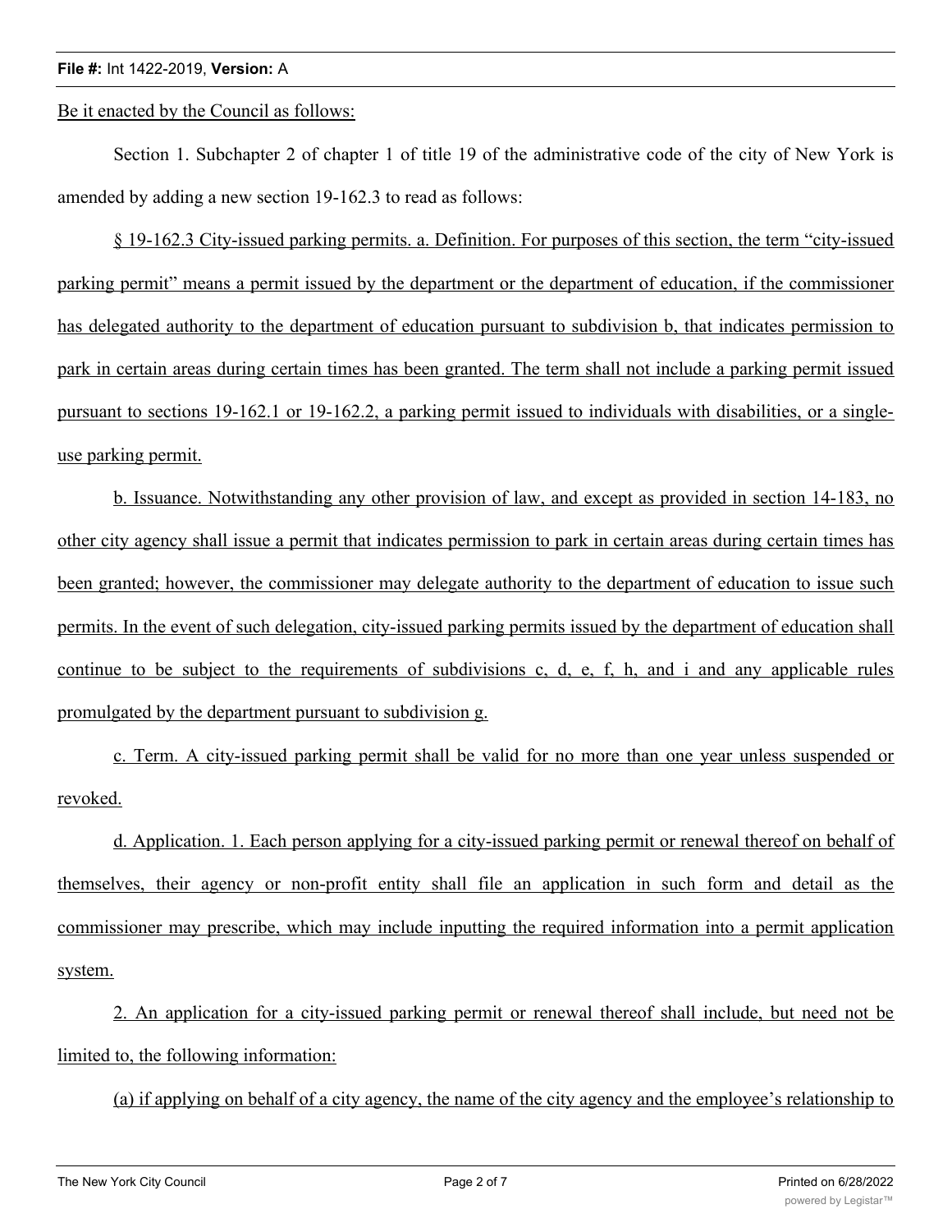Be it enacted by the Council as follows:

Section 1. Subchapter 2 of chapter 1 of title 19 of the administrative code of the city of New York is amended by adding a new section 19-162.3 to read as follows:

§ 19-162.3 City-issued parking permits. a. Definition. For purposes of this section, the term "city-issued parking permit" means a permit issued by the department or the department of education, if the commissioner has delegated authority to the department of education pursuant to subdivision b, that indicates permission to park in certain areas during certain times has been granted. The term shall not include a parking permit issued pursuant to sections 19-162.1 or 19-162.2, a parking permit issued to individuals with disabilities, or a single-use parking permit.

b. Issuance. Notwithstanding any other provision of law, and except as provided in section 14-183, no other city agency shall issue a permit that indicates permission to park in certain areas during certain times has been granted; however, the commissioner may delegate authority to the department of education to issue such permits. In the event of such delegation, city-issued parking permits issued by the department of education shall continue to be subject to the requirements of subdivisions c, d, e, f, h, and i and any applicable rules promulgated by the department pursuant to subdivision g.

c. Term. A city-issued parking permit shall be valid for no more than one year unless suspended or revoked.

d. Application. 1. Each person applying for a city-issued parking permit or renewal thereof on behalf of themselves, their agency or non-profit entity shall file an application in such form and detail as the commissioner may prescribe, which may include inputting the required information into a permit application system.

2. An application for a city-issued parking permit or renewal thereof shall include, but need not be limited to, the following information:

(a) if applying on behalf of a city agency, the name of the city agency and the employee's relationship to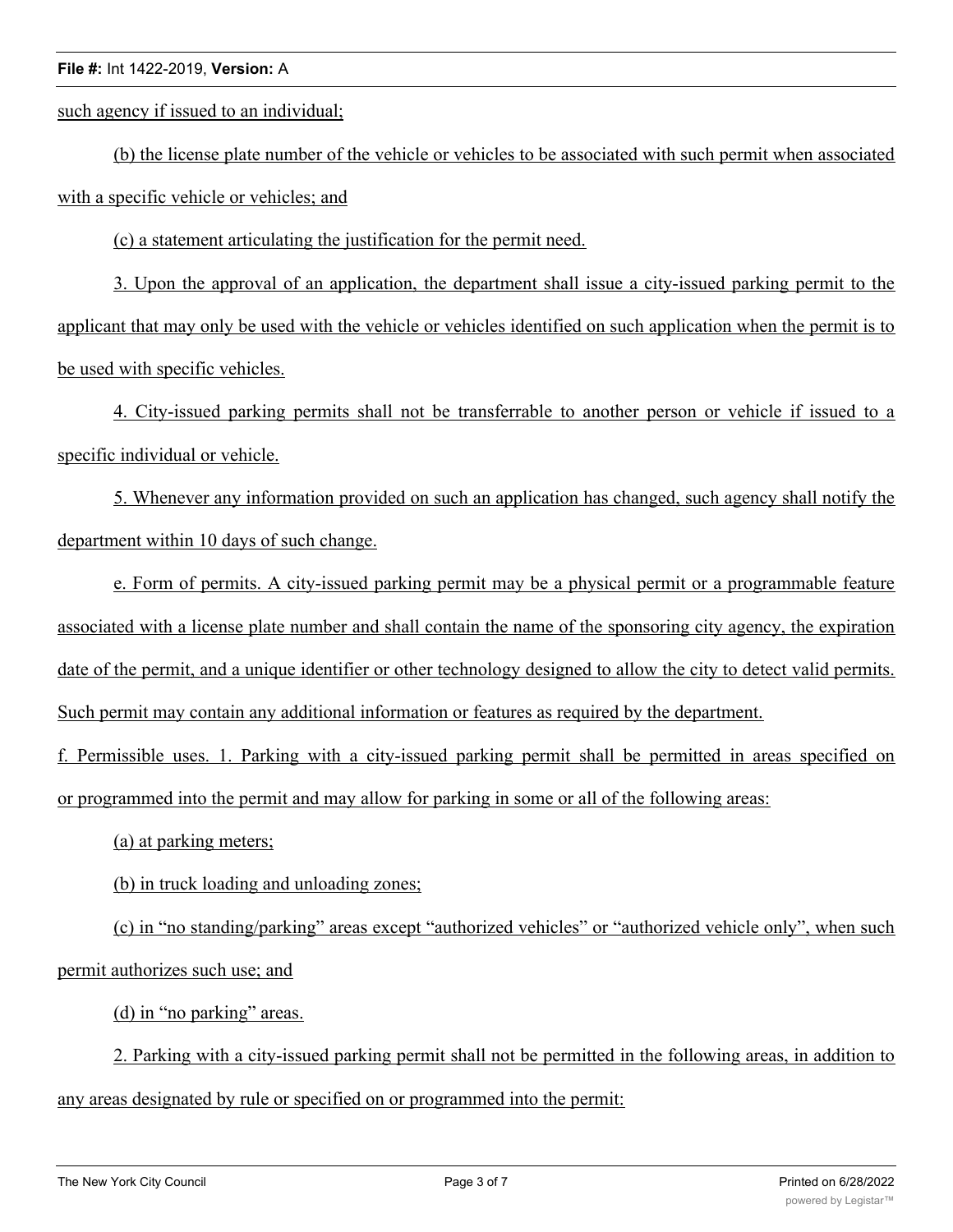such agency if issued to an individual;

(b) the license plate number of the vehicle or vehicles to be associated with such permit when associated with a specific vehicle or vehicles; and

(c) a statement articulating the justification for the permit need.

3. Upon the approval of an application, the department shall issue a city-issued parking permit to the applicant that may only be used with the vehicle or vehicles identified on such application when the permit is to be used with specific vehicles.

4. City-issued parking permits shall not be transferrable to another person or vehicle if issued to a specific individual or vehicle.

5. Whenever any information provided on such an application has changed, such agency shall notify the department within 10 days of such change.

e. Form of permits. A city-issued parking permit may be a physical permit or a programmable feature associated with a license plate number and shall contain the name of the sponsoring city agency, the expiration date of the permit, and a unique identifier or other technology designed to allow the city to detect valid permits. Such permit may contain any additional information or features as required by the department.

f. Permissible uses. 1. Parking with a city-issued parking permit shall be permitted in areas specified on or programmed into the permit and may allow for parking in some or all of the following areas:

(a) at parking meters;

(b) in truck loading and unloading zones;

(c) in "no standing/parking" areas except "authorized vehicles" or "authorized vehicle only", when such permit authorizes such use; and

(d) in "no parking" areas.

2. Parking with a city-issued parking permit shall not be permitted in the following areas, in addition to any areas designated by rule or specified on or programmed into the permit: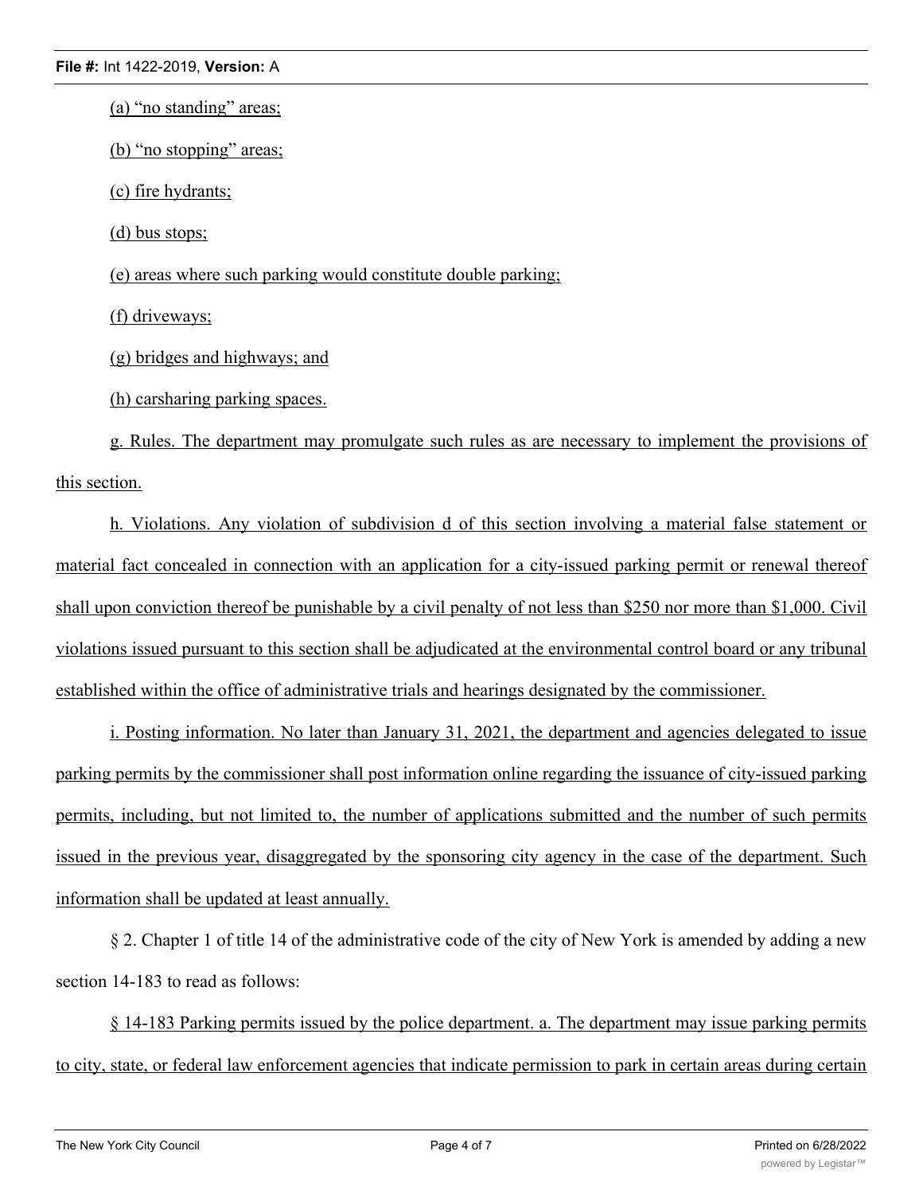(a) "no standing" areas;

(b) "no stopping" areas;

(c) fire hydrants;

(d) bus stops;

(e) areas where such parking would constitute double parking;

(f) driveways;

(g) bridges and highways; and

(h) carsharing parking spaces.

g. Rules. The department may promulgate such rules as are necessary to implement the provisions of this section.

h. Violations. Any violation of subdivision d of this section involving a material false statement or material fact concealed in connection with an application for a city-issued parking permit or renewal thereof shall upon conviction thereof be punishable by a civil penalty of not less than $250 nor more than $1,000. Civil violations issued pursuant to this section shall be adjudicated at the environmental control board or any tribunal established within the office of administrative trials and hearings designated by the commissioner.

i. Posting information. No later than January 31, 2021, the department and agencies delegated to issue parking permits by the commissioner shall post information online regarding the issuance of city-issued parking permits, including, but not limited to, the number of applications submitted and the number of such permits issued in the previous year, disaggregated by the sponsoring city agency in the case of the department. Such information shall be updated at least annually.

§ 2. Chapter 1 of title 14 of the administrative code of the city of New York is amended by adding a new section 14-183 to read as follows:

§ 14-183 Parking permits issued by the police department. a. The department may issue parking permits to city, state, or federal law enforcement agencies that indicate permission to park in certain areas during certain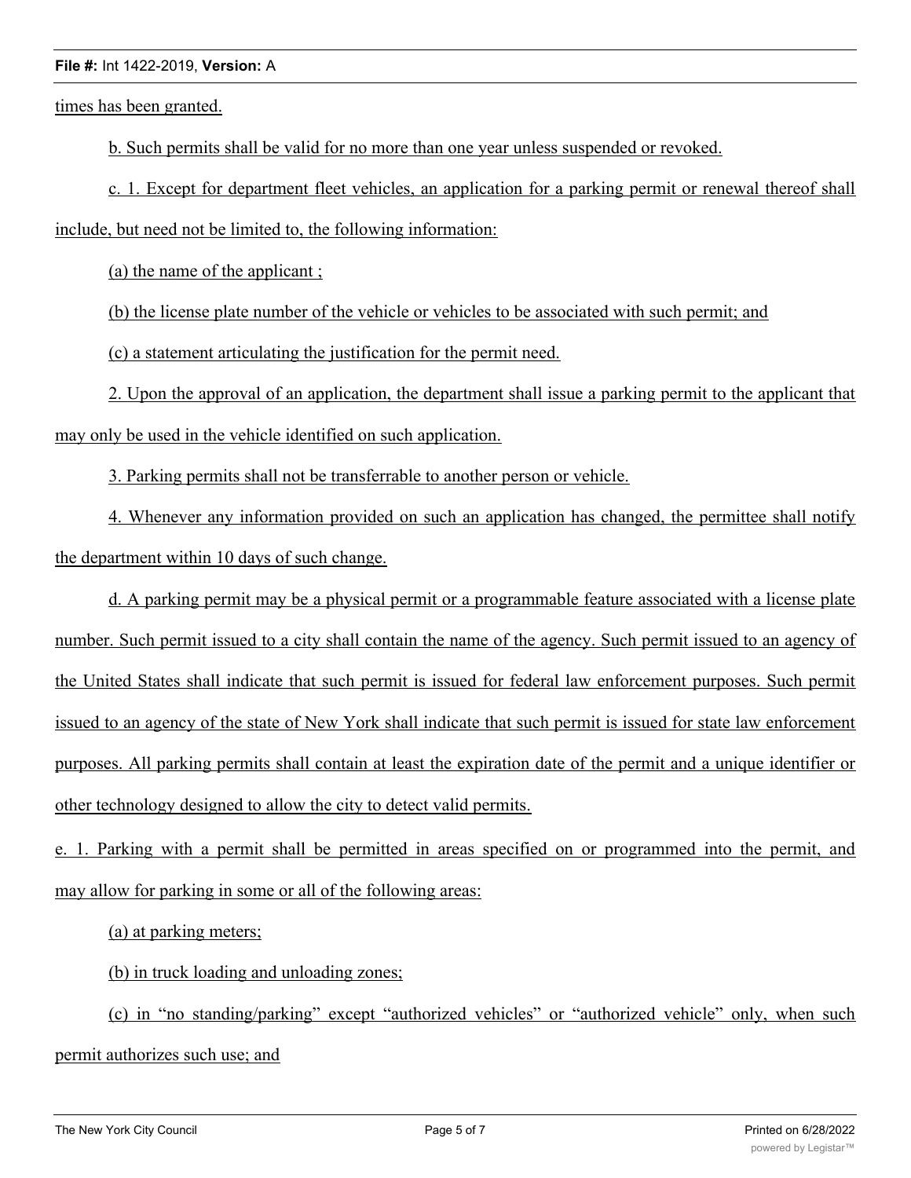times has been granted.

b. Such permits shall be valid for no more than one year unless suspended or revoked.

c. 1. Except for department fleet vehicles, an application for a parking permit or renewal thereof shall include, but need not be limited to, the following information:

(a) the name of the applicant ;

(b) the license plate number of the vehicle or vehicles to be associated with such permit; and

(c) a statement articulating the justification for the permit need.

2. Upon the approval of an application, the department shall issue a parking permit to the applicant that may only be used in the vehicle identified on such application.

3. Parking permits shall not be transferrable to another person or vehicle.

4. Whenever any information provided on such an application has changed, the permittee shall notify the department within 10 days of such change.

d. A parking permit may be a physical permit or a programmable feature associated with a license plate number. Such permit issued to a city shall contain the name of the agency. Such permit issued to an agency of the United States shall indicate that such permit is issued for federal law enforcement purposes. Such permit issued to an agency of the state of New York shall indicate that such permit is issued for state law enforcement purposes. All parking permits shall contain at least the expiration date of the permit and a unique identifier or other technology designed to allow the city to detect valid permits.

e. 1. Parking with a permit shall be permitted in areas specified on or programmed into the permit, and may allow for parking in some or all of the following areas:

(a) at parking meters;

(b) in truck loading and unloading zones;

(c) in "no standing/parking" except "authorized vehicles" or "authorized vehicle" only, when such permit authorizes such use; and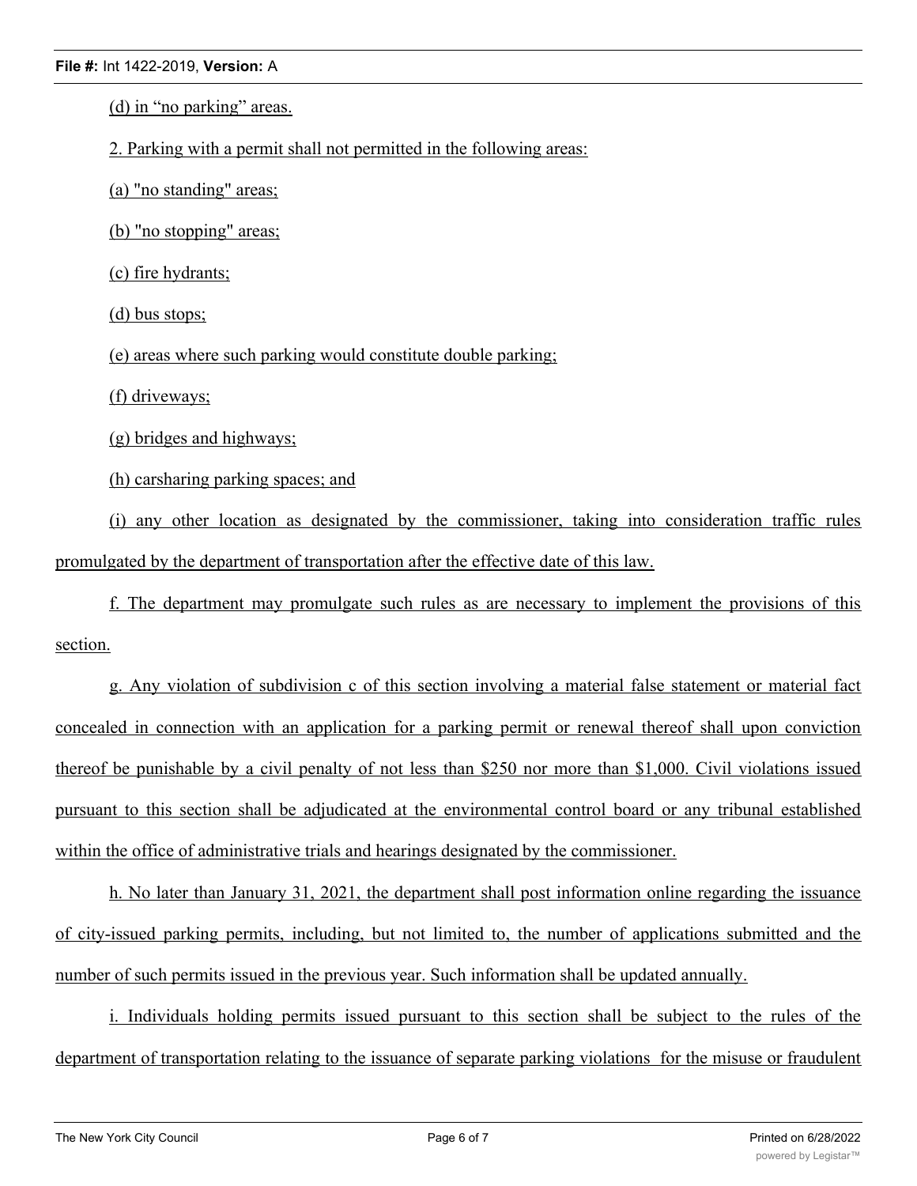(d) in “no parking” areas.

2. Parking with a permit shall not permitted in the following areas:

(a) "no standing" areas;

(b) "no stopping" areas;

(c) fire hydrants;

(d) bus stops;

(e) areas where such parking would constitute double parking;

(f) driveways;

(g) bridges and highways;

(h) carsharing parking spaces; and

(i) any other location as designated by the commissioner, taking into consideration traffic rules promulgated by the department of transportation after the effective date of this law.

f. The department may promulgate such rules as are necessary to implement the provisions of this section.

g. Any violation of subdivision c of this section involving a material false statement or material fact concealed in connection with an application for a parking permit or renewal thereof shall upon conviction thereof be punishable by a civil penalty of not less than $250 nor more than $1,000. Civil violations issued pursuant to this section shall be adjudicated at the environmental control board or any tribunal established within the office of administrative trials and hearings designated by the commissioner.

h. No later than January 31, 2021, the department shall post information online regarding the issuance of city-issued parking permits, including, but not limited to, the number of applications submitted and the number of such permits issued in the previous year. Such information shall be updated annually.

i. Individuals holding permits issued pursuant to this section shall be subject to the rules of the department of transportation relating to the issuance of separate parking violations for the misuse or fraudulent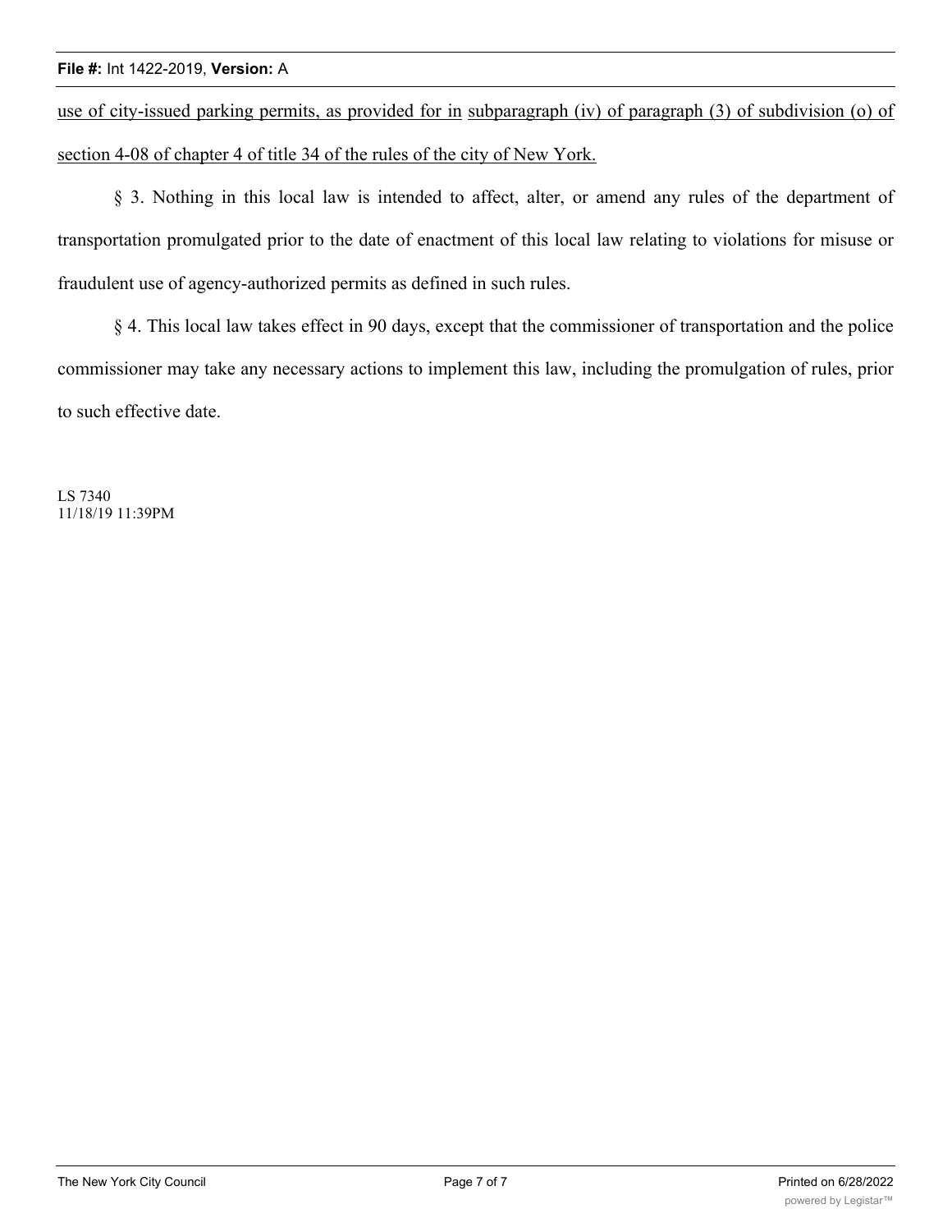use of city-issued parking permits, as provided for in subparagraph (iv) of paragraph (3) of subdivision (o) of section 4-08 of chapter 4 of title 34 of the rules of the city of New York.

§ 3. Nothing in this local law is intended to affect, alter, or amend any rules of the department of transportation promulgated prior to the date of enactment of this local law relating to violations for misuse or fraudulent use of agency-authorized permits as defined in such rules.

§ 4. This local law takes effect in 90 days, except that the commissioner of transportation and the police commissioner may take any necessary actions to implement this law, including the promulgation of rules, prior to such effective date.

LS 7340
11/18/19 11:39PM